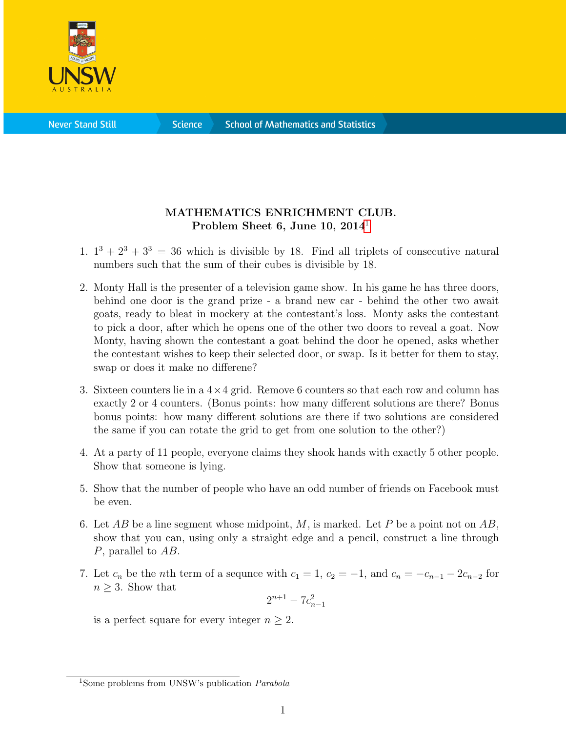**MATHEMATICS ENRICHMENT CLUB.**
**Problem Sheet 6, June 10, 2014**[1]

1. $1^3 + 2^3 + 3^3 = 36$ which is divisible by 18. Find all triplets of consecutive natural numbers such that the sum of their cubes is divisible by 18.

2. Monty Hall is the presenter of a television game show. In his game he has three doors, behind one door is the grand prize - a brand new car - behind the other two await goats, ready to bleat in mockery at the contestant's loss. Monty asks the contestant to pick a door, after which he opens one of the other two doors to reveal a goat. Now Monty, having shown the contestant a goat behind the door he opened, asks whether the contestant wishes to keep their selected door, or swap. Is it better for them to stay, swap or does it make no differene?

3. Sixteen counters lie in a $4 \times 4$ grid. Remove 6 counters so that each row and column has exactly 2 or 4 counters. (Bonus points: how many different solutions are there? Bonus bonus points: how many different solutions are there if two solutions are considered the same if you can rotate the grid to get from one solution to the other?)

4. At a party of 11 people, everyone claims they shook hands with exactly 5 other people. Show that someone is lying.

5. Show that the number of people who have an odd number of friends on Facebook must be even.

6. Let $AB$ be a line segment whose midpoint, $M$, is marked. Let $P$ be a point not on $AB$, show that you can, using only a straight edge and a pencil, construct a line through $P$, parallel to $AB$.

7. Let $c_n$ be the $n$th term of a sequnce with $c_1 = 1$, $c_2 = -1$, and $c_n = -c_{n-1} - 2c_{n-2}$ for $n \geq 3$. Show that
$$2^{n+1} - 7c_{n-1}^2$$
is a perfect square for every integer $n \geq 2$.

[1] Some problems from UNSW's publication *Parabola*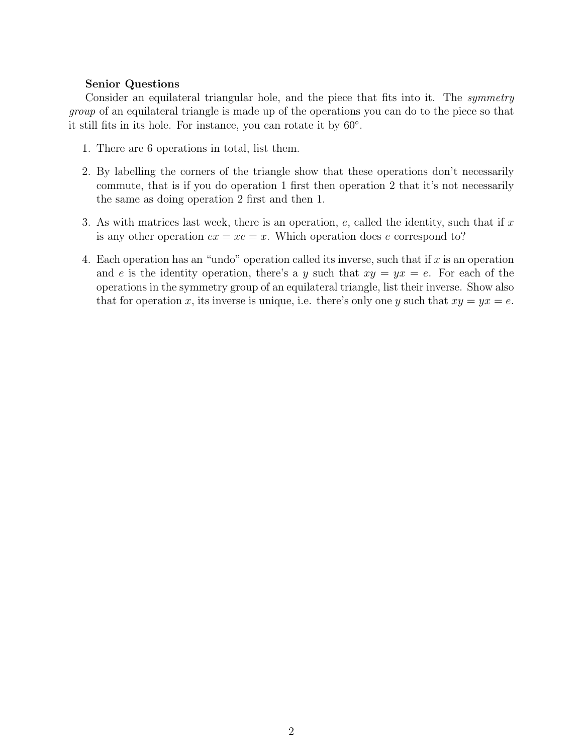**Senior Questions**

Consider an equilateral triangular hole, and the piece that fits into it. The *symmetry group* of an equilateral triangle is made up of the operations you can do to the piece so that it still fits in its hole. For instance, you can rotate it by $60^\circ$.

1. There are 6 operations in total, list them.
2. By labelling the corners of the triangle show that these operations don't necessarily commute, that is if you do operation 1 first then operation 2 that it's not necessarily the same as doing operation 2 first and then 1.
3. As with matrices last week, there is an operation, $e$, called the identity, such that if $x$ is any other operation $ex = xe = x$. Which operation does $e$ correspond to?
4. Each operation has an "undo" operation called its inverse, such that if $x$ is an operation and $e$ is the identity operation, there's a $y$ such that $xy = yx = e$. For each of the operations in the symmetry group of an equilateral triangle, list their inverse. Show also that for operation $x$, its inverse is unique, i.e. there's only one $y$ such that $xy = yx = e$.